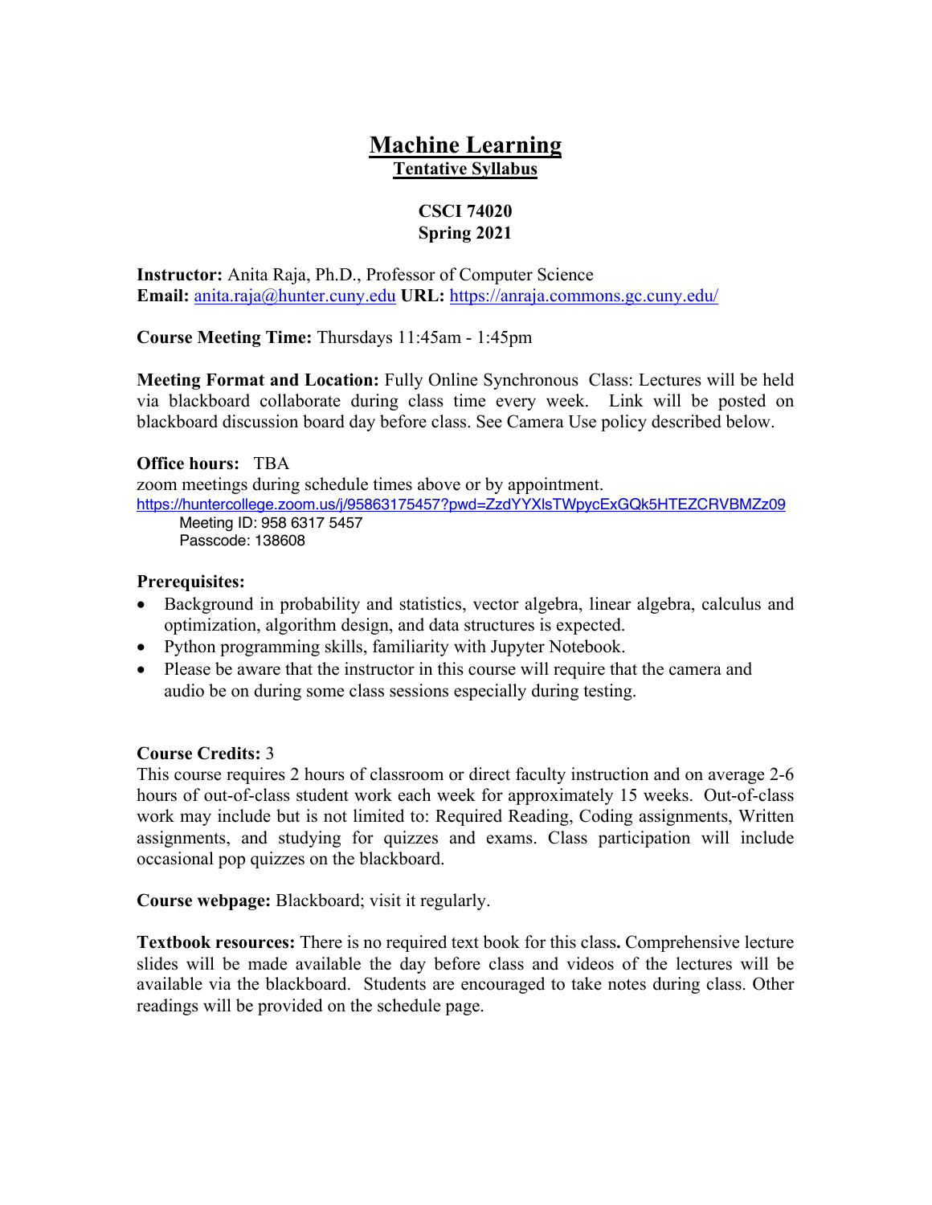# Machine Learning

## Tentative Syllabus

**CSCI 74020**
**Spring 2021**

**Instructor:** Anita Raja, Ph.D., Professor of Computer Science
**Email:** anita.raja@hunter.cuny.edu **URL:** https://anraja.commons.gc.cuny.edu/

**Course Meeting Time:** Thursdays 11:45am - 1:45pm

**Meeting Format and Location:** Fully Online Synchronous Class: Lectures will be held via blackboard collaborate during class time every week. Link will be posted on blackboard discussion board day before class. See Camera Use policy described below.

**Office hours:** TBA
zoom meetings during schedule times above or by appointment.
https://huntercollege.zoom.us/j/95863175457?pwd=ZzdYYXlsTWpycExGQk5HTEZCRVBMZz09
Meeting ID: 958 6317 5457
Passcode: 138608

**Prerequisites:**

- Background in probability and statistics, vector algebra, linear algebra, calculus and optimization, algorithm design, and data structures is expected.
- Python programming skills, familiarity with Jupyter Notebook.
- Please be aware that the instructor in this course will require that the camera and audio be on during some class sessions especially during testing.

**Course Credits:** 3
This course requires 2 hours of classroom or direct faculty instruction and on average 2-6 hours of out-of-class student work each week for approximately 15 weeks. Out-of-class work may include but is not limited to: Required Reading, Coding assignments, Written assignments, and studying for quizzes and exams. Class participation will include occasional pop quizzes on the blackboard.

**Course webpage:** Blackboard; visit it regularly.

**Textbook resources:** There is no required text book for this class**.** Comprehensive lecture slides will be made available the day before class and videos of the lectures will be available via the blackboard. Students are encouraged to take notes during class. Other readings will be provided on the schedule page.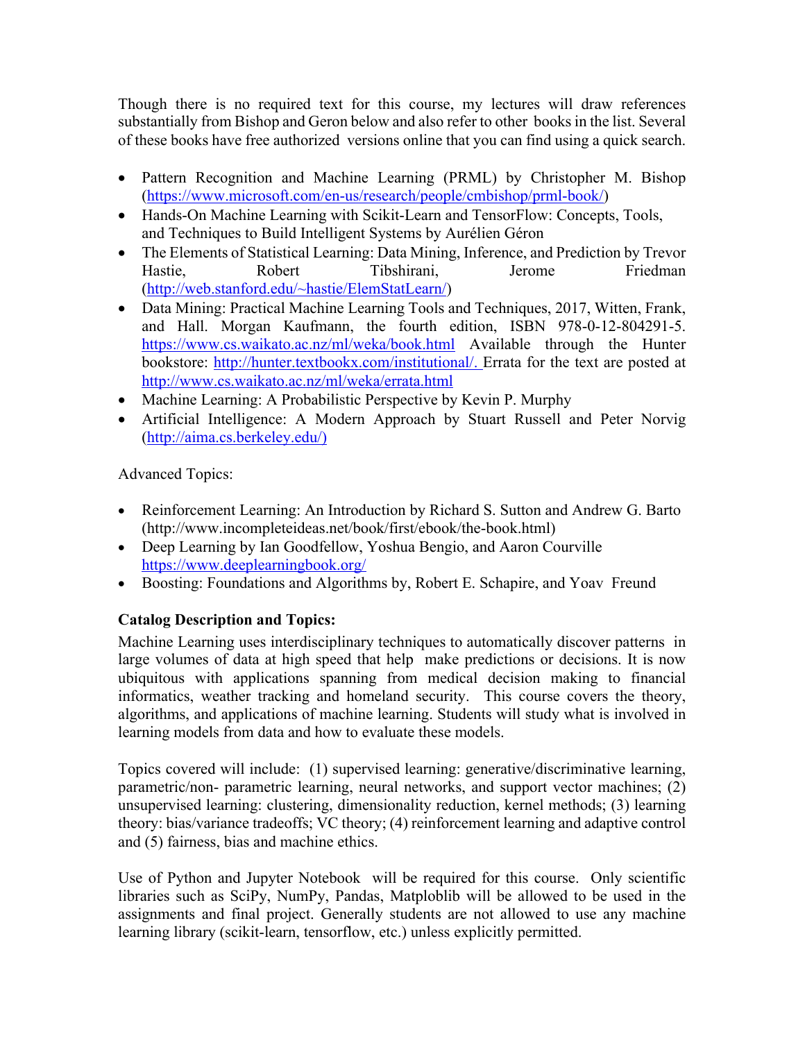Though there is no required text for this course, my lectures will draw references substantially from Bishop and Geron below and also refer to other books in the list. Several of these books have free authorized versions online that you can find using a quick search.

- Pattern Recognition and Machine Learning (PRML) by Christopher M. Bishop (https://www.microsoft.com/en-us/research/people/cmbishop/prml-book/)
- Hands-On Machine Learning with Scikit-Learn and TensorFlow: Concepts, Tools, and Techniques to Build Intelligent Systems by Aurélien Géron
- The Elements of Statistical Learning: Data Mining, Inference, and Prediction by Trevor Hastie, Robert Tibshirani, Jerome Friedman (http://web.stanford.edu/~hastie/ElemStatLearn/)
- Data Mining: Practical Machine Learning Tools and Techniques, 2017, Witten, Frank, and Hall. Morgan Kaufmann, the fourth edition, ISBN 978-0-12-804291-5. https://www.cs.waikato.ac.nz/ml/weka/book.html Available through the Hunter bookstore: http://hunter.textbookx.com/institutional/. Errata for the text are posted at http://www.cs.waikato.ac.nz/ml/weka/errata.html
- Machine Learning: A Probabilistic Perspective by Kevin P. Murphy
- Artificial Intelligence: A Modern Approach by Stuart Russell and Peter Norvig (http://aima.cs.berkeley.edu/)

Advanced Topics:

- Reinforcement Learning: An Introduction by Richard S. Sutton and Andrew G. Barto (http://www.incompleteideas.net/book/first/ebook/the-book.html)
- Deep Learning by Ian Goodfellow, Yoshua Bengio, and Aaron Courville https://www.deeplearningbook.org/
- Boosting: Foundations and Algorithms by, Robert E. Schapire, and Yoav Freund

**Catalog Description and Topics:**

Machine Learning uses interdisciplinary techniques to automatically discover patterns in large volumes of data at high speed that help make predictions or decisions. It is now ubiquitous with applications spanning from medical decision making to financial informatics, weather tracking and homeland security. This course covers the theory, algorithms, and applications of machine learning. Students will study what is involved in learning models from data and how to evaluate these models.

Topics covered will include: (1) supervised learning: generative/discriminative learning, parametric/non- parametric learning, neural networks, and support vector machines; (2) unsupervised learning: clustering, dimensionality reduction, kernel methods; (3) learning theory: bias/variance tradeoffs; VC theory; (4) reinforcement learning and adaptive control and (5) fairness, bias and machine ethics.

Use of Python and Jupyter Notebook will be required for this course. Only scientific libraries such as SciPy, NumPy, Pandas, Matploblib will be allowed to be used in the assignments and final project. Generally students are not allowed to use any machine learning library (scikit-learn, tensorflow, etc.) unless explicitly permitted.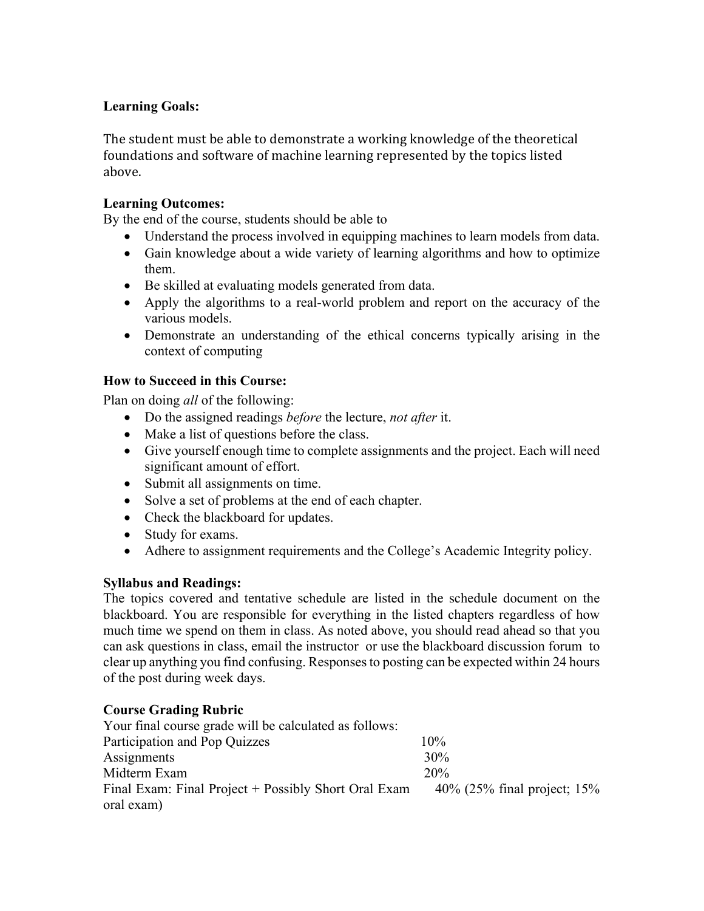**Learning Goals:**

The student must be able to demonstrate a working knowledge of the theoretical foundations and software of machine learning represented by the topics listed above.

**Learning Outcomes:**

By the end of the course, students should be able to

- Understand the process involved in equipping machines to learn models from data.
- Gain knowledge about a wide variety of learning algorithms and how to optimize them.
- Be skilled at evaluating models generated from data.
- Apply the algorithms to a real-world problem and report on the accuracy of the various models.
- Demonstrate an understanding of the ethical concerns typically arising in the context of computing

**How to Succeed in this Course:**

Plan on doing *all* of the following:

- Do the assigned readings *before* the lecture, *not after* it.
- Make a list of questions before the class.
- Give yourself enough time to complete assignments and the project. Each will need significant amount of effort.
- Submit all assignments on time.
- Solve a set of problems at the end of each chapter.
- Check the blackboard for updates.
- Study for exams.
- Adhere to assignment requirements and the College's Academic Integrity policy.

**Syllabus and Readings:**

The topics covered and tentative schedule are listed in the schedule document on the blackboard. You are responsible for everything in the listed chapters regardless of how much time we spend on them in class. As noted above, you should read ahead so that you can ask questions in class, email the instructor or use the blackboard discussion forum to clear up anything you find confusing. Responses to posting can be expected within 24 hours of the post during week days.

**Course Grading Rubric**

Your final course grade will be calculated as follows:

| Component | Weight |
|---|---|
| Participation and Pop Quizzes | 10% |
| Assignments | 30% |
| Midterm Exam | 20% |
| Final Exam: Final Project + Possibly Short Oral Exam | 40% (25% final project; 15% oral exam) |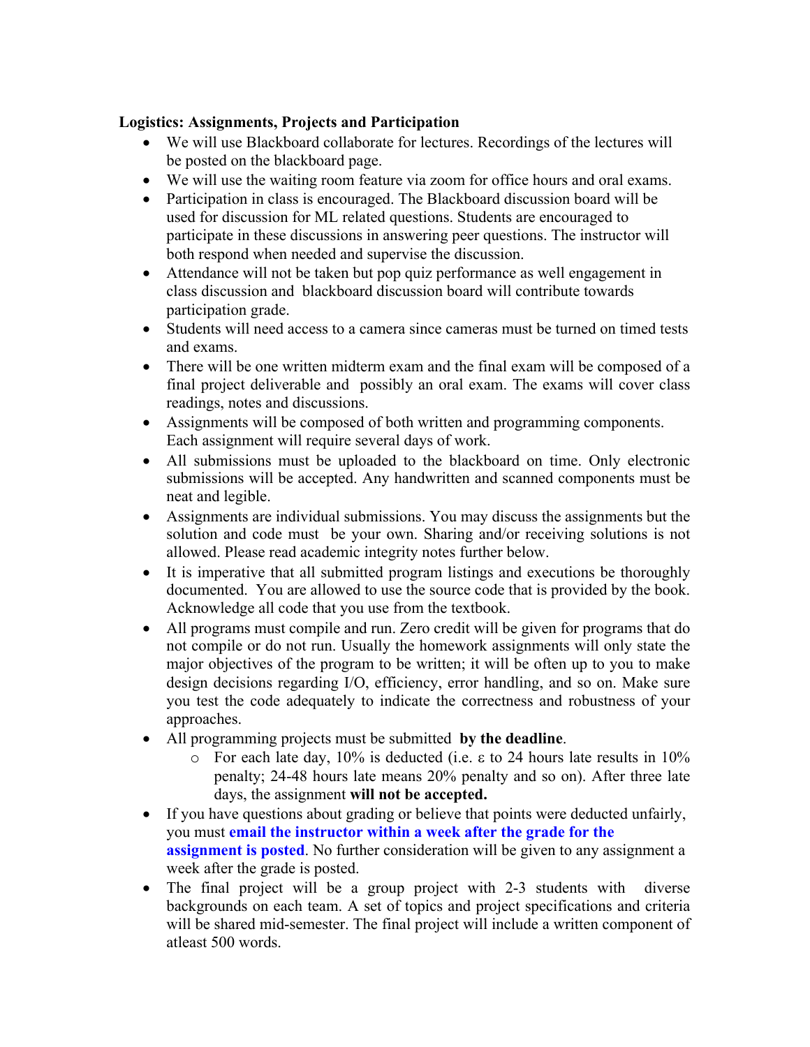**Logistics: Assignments, Projects and Participation**

- We will use Blackboard collaborate for lectures. Recordings of the lectures will be posted on the blackboard page.
- We will use the waiting room feature via zoom for office hours and oral exams.
- Participation in class is encouraged. The Blackboard discussion board will be used for discussion for ML related questions. Students are encouraged to participate in these discussions in answering peer questions. The instructor will both respond when needed and supervise the discussion.
- Attendance will not be taken but pop quiz performance as well engagement in class discussion and blackboard discussion board will contribute towards participation grade.
- Students will need access to a camera since cameras must be turned on timed tests and exams.
- There will be one written midterm exam and the final exam will be composed of a final project deliverable and possibly an oral exam. The exams will cover class readings, notes and discussions.
- Assignments will be composed of both written and programming components. Each assignment will require several days of work.
- All submissions must be uploaded to the blackboard on time. Only electronic submissions will be accepted. Any handwritten and scanned components must be neat and legible.
- Assignments are individual submissions. You may discuss the assignments but the solution and code must be your own. Sharing and/or receiving solutions is not allowed. Please read academic integrity notes further below.
- It is imperative that all submitted program listings and executions be thoroughly documented. You are allowed to use the source code that is provided by the book. Acknowledge all code that you use from the textbook.
- All programs must compile and run. Zero credit will be given for programs that do not compile or do not run. Usually the homework assignments will only state the major objectives of the program to be written; it will be often up to you to make design decisions regarding I/O, efficiency, error handling, and so on. Make sure you test the code adequately to indicate the correctness and robustness of your approaches.
- All programming projects must be submitted **by the deadline**.
    - For each late day, 10% is deducted (i.e. $\varepsilon$ to 24 hours late results in 10% penalty; 24-48 hours late means 20% penalty and so on). After three late days, the assignment **will not be accepted.**
- If you have questions about grading or believe that points were deducted unfairly, you must **email the instructor within a week after the grade for the assignment is posted**. No further consideration will be given to any assignment a week after the grade is posted.
- The final project will be a group project with 2-3 students with diverse backgrounds on each team. A set of topics and project specifications and criteria will be shared mid-semester. The final project will include a written component of atleast 500 words.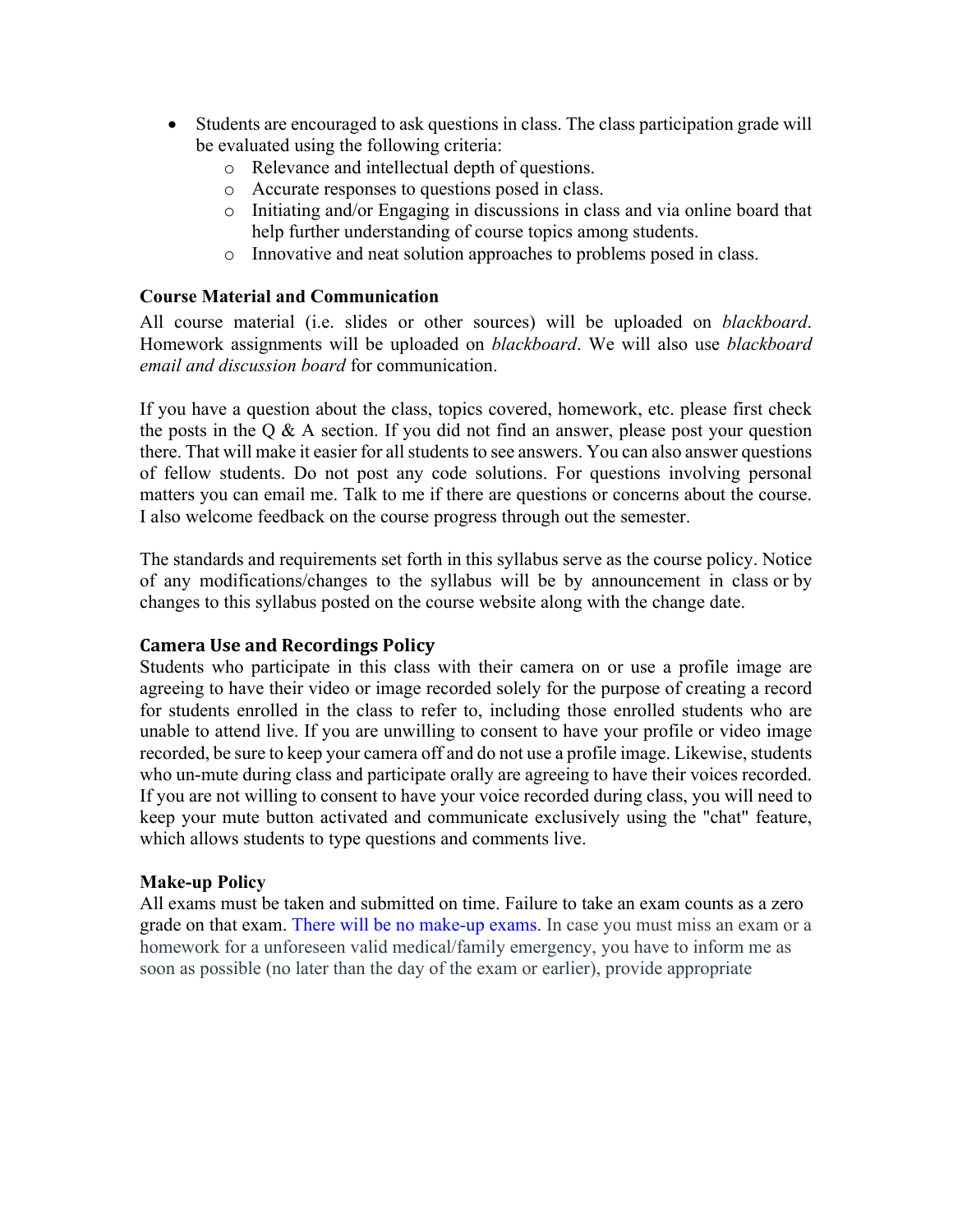- Students are encouraged to ask questions in class. The class participation grade will be evaluated using the following criteria:
    - Relevance and intellectual depth of questions.
    - Accurate responses to questions posed in class.
    - Initiating and/or Engaging in discussions in class and via online board that help further understanding of course topics among students.
    - Innovative and neat solution approaches to problems posed in class.

### Course Material and Communication

All course material (i.e. slides or other sources) will be uploaded on *blackboard*. Homework assignments will be uploaded on *blackboard*. We will also use *blackboard email and discussion board* for communication.

If you have a question about the class, topics covered, homework, etc. please first check the posts in the Q & A section. If you did not find an answer, please post your question there. That will make it easier for all students to see answers. You can also answer questions of fellow students. Do not post any code solutions. For questions involving personal matters you can email me. Talk to me if there are questions or concerns about the course. I also welcome feedback on the course progress through out the semester.

The standards and requirements set forth in this syllabus serve as the course policy. Notice of any modifications/changes to the syllabus will be by announcement in class or by changes to this syllabus posted on the course website along with the change date.

### Camera Use and Recordings Policy

Students who participate in this class with their camera on or use a profile image are agreeing to have their video or image recorded solely for the purpose of creating a record for students enrolled in the class to refer to, including those enrolled students who are unable to attend live. If you are unwilling to consent to have your profile or video image recorded, be sure to keep your camera off and do not use a profile image. Likewise, students who un-mute during class and participate orally are agreeing to have their voices recorded. If you are not willing to consent to have your voice recorded during class, you will need to keep your mute button activated and communicate exclusively using the "chat" feature, which allows students to type questions and comments live.

### Make-up Policy

All exams must be taken and submitted on time. Failure to take an exam counts as a zero grade on that exam. There will be no make-up exams. In case you must miss an exam or a homework for a unforeseen valid medical/family emergency, you have to inform me as soon as possible (no later than the day of the exam or earlier), provide appropriate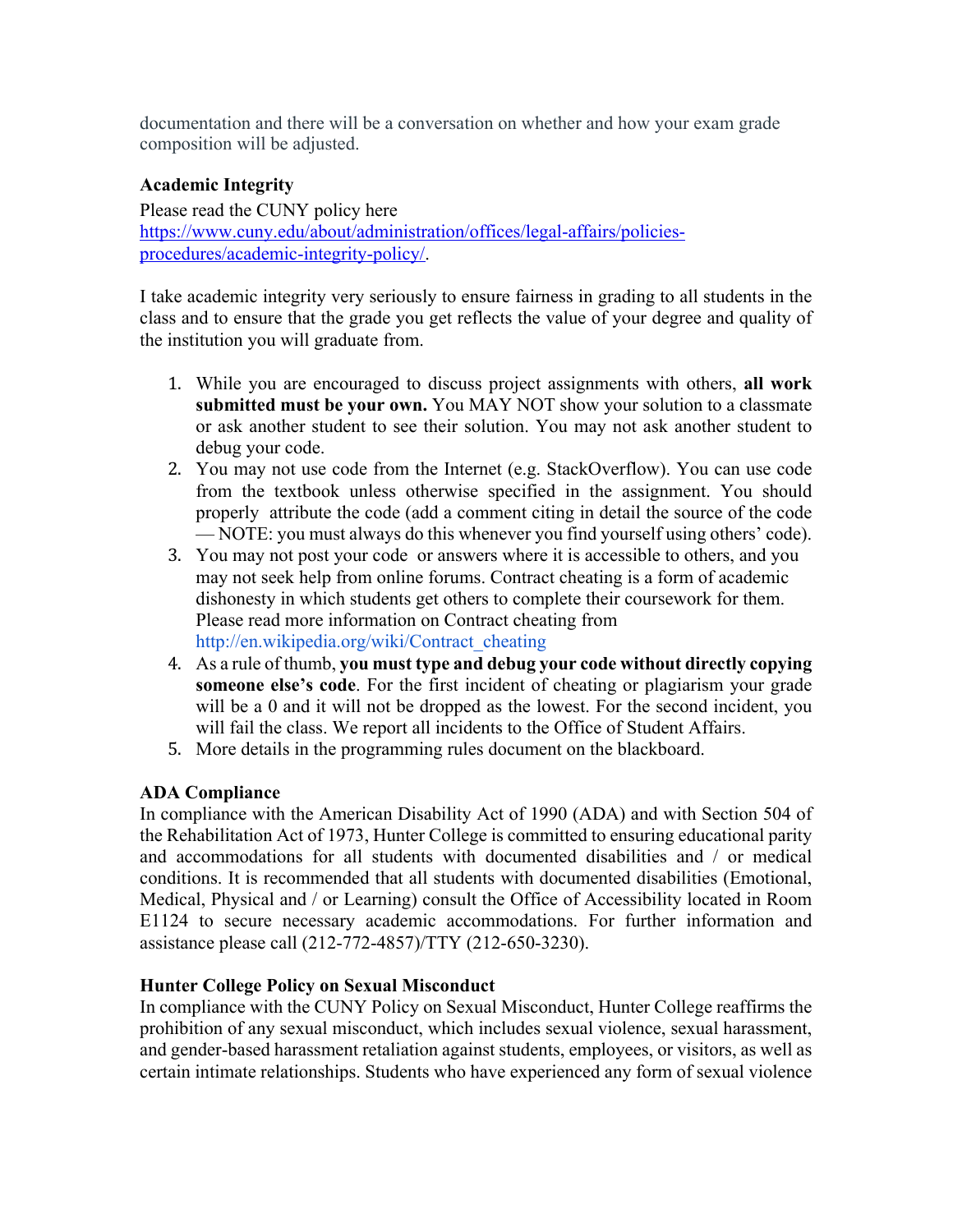documentation and there will be a conversation on whether and how your exam grade composition will be adjusted.

**Academic Integrity**

Please read the CUNY policy here https://www.cuny.edu/about/administration/offices/legal-affairs/policies-procedures/academic-integrity-policy/.

I take academic integrity very seriously to ensure fairness in grading to all students in the class and to ensure that the grade you get reflects the value of your degree and quality of the institution you will graduate from.

1. While you are encouraged to discuss project assignments with others, **all work submitted must be your own.** You MAY NOT show your solution to a classmate or ask another student to see their solution. You may not ask another student to debug your code.
2. You may not use code from the Internet (e.g. StackOverflow). You can use code from the textbook unless otherwise specified in the assignment. You should properly attribute the code (add a comment citing in detail the source of the code — NOTE: you must always do this whenever you find yourself using others' code).
3. You may not post your code or answers where it is accessible to others, and you may not seek help from online forums. Contract cheating is a form of academic dishonesty in which students get others to complete their coursework for them. Please read more information on Contract cheating from http://en.wikipedia.org/wiki/Contract_cheating
4. As a rule of thumb, **you must type and debug your code without directly copying someone else's code**. For the first incident of cheating or plagiarism your grade will be a 0 and it will not be dropped as the lowest. For the second incident, you will fail the class. We report all incidents to the Office of Student Affairs.
5. More details in the programming rules document on the blackboard.

**ADA Compliance**

In compliance with the American Disability Act of 1990 (ADA) and with Section 504 of the Rehabilitation Act of 1973, Hunter College is committed to ensuring educational parity and accommodations for all students with documented disabilities and / or medical conditions. It is recommended that all students with documented disabilities (Emotional, Medical, Physical and / or Learning) consult the Office of Accessibility located in Room E1124 to secure necessary academic accommodations. For further information and assistance please call (212-772-4857)/TTY (212-650-3230).

**Hunter College Policy on Sexual Misconduct**

In compliance with the CUNY Policy on Sexual Misconduct, Hunter College reaffirms the prohibition of any sexual misconduct, which includes sexual violence, sexual harassment, and gender-based harassment retaliation against students, employees, or visitors, as well as certain intimate relationships. Students who have experienced any form of sexual violence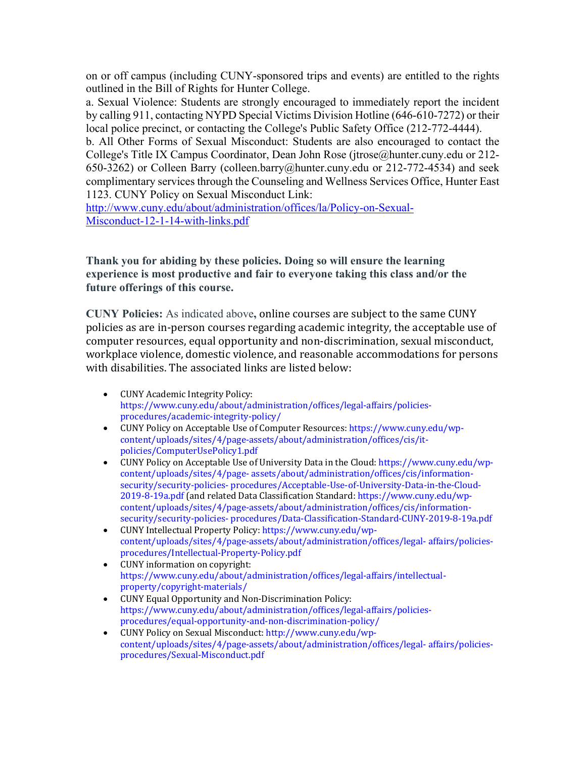on or off campus (including CUNY-sponsored trips and events) are entitled to the rights outlined in the Bill of Rights for Hunter College.

a. Sexual Violence: Students are strongly encouraged to immediately report the incident by calling 911, contacting NYPD Special Victims Division Hotline (646-610-7272) or their local police precinct, or contacting the College's Public Safety Office (212-772-4444).

b. All Other Forms of Sexual Misconduct: Students are also encouraged to contact the College's Title IX Campus Coordinator, Dean John Rose (jtrose@hunter.cuny.edu or 212-650-3262) or Colleen Barry (colleen.barry@hunter.cuny.edu or 212-772-4534) and seek complimentary services through the Counseling and Wellness Services Office, Hunter East 1123. CUNY Policy on Sexual Misconduct Link: http://www.cuny.edu/about/administration/offices/la/Policy-on-Sexual-Misconduct-12-1-14-with-links.pdf

**Thank you for abiding by these policies. Doing so will ensure the learning experience is most productive and fair to everyone taking this class and/or the future offerings of this course.**

**CUNY Policies:** As indicated above**,** online courses are subject to the same CUNY policies as are in-person courses regarding academic integrity, the acceptable use of computer resources, equal opportunity and non-discrimination, sexual misconduct, workplace violence, domestic violence, and reasonable accommodations for persons with disabilities. The associated links are listed below:

- CUNY Academic Integrity Policy: https://www.cuny.edu/about/administration/offices/legal-affairs/policies-procedures/academic-integrity-policy/
- CUNY Policy on Acceptable Use of Computer Resources: https://www.cuny.edu/wp-content/uploads/sites/4/page-assets/about/administration/offices/cis/it-policies/ComputerUsePolicy1.pdf
- CUNY Policy on Acceptable Use of University Data in the Cloud: https://www.cuny.edu/wp-content/uploads/sites/4/page- assets/about/administration/offices/cis/information-security/security-policies- procedures/Acceptable-Use-of-University-Data-in-the-Cloud-2019-8-19a.pdf (and related Data Classification Standard: https://www.cuny.edu/wp-content/uploads/sites/4/page-assets/about/administration/offices/cis/information-security/security-policies- procedures/Data-Classification-Standard-CUNY-2019-8-19a.pdf
- CUNY Intellectual Property Policy: https://www.cuny.edu/wp-content/uploads/sites/4/page-assets/about/administration/offices/legal- affairs/policies-procedures/Intellectual-Property-Policy.pdf
- CUNY information on copyright: https://www.cuny.edu/about/administration/offices/legal-affairs/intellectual-property/copyright-materials/
- CUNY Equal Opportunity and Non-Discrimination Policy: https://www.cuny.edu/about/administration/offices/legal-affairs/policies-procedures/equal-opportunity-and-non-discrimination-policy/
- CUNY Policy on Sexual Misconduct: http://www.cuny.edu/wp-content/uploads/sites/4/page-assets/about/administration/offices/legal- affairs/policies-procedures/Sexual-Misconduct.pdf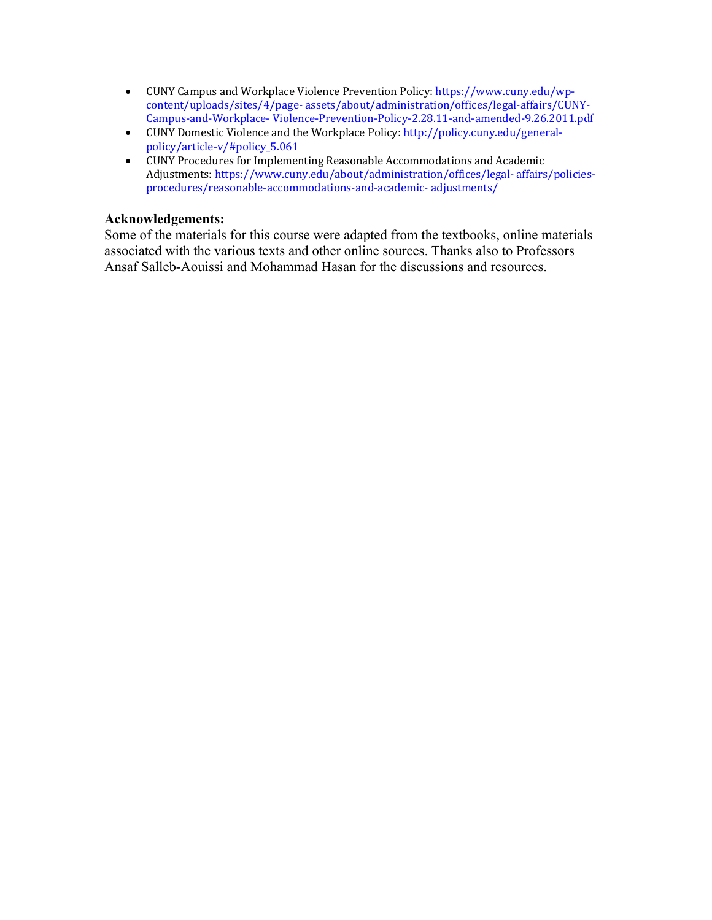- CUNY Campus and Workplace Violence Prevention Policy: https://www.cuny.edu/wp-content/uploads/sites/4/page- assets/about/administration/offices/legal-affairs/CUNY-Campus-and-Workplace- Violence-Prevention-Policy-2.28.11-and-amended-9.26.2011.pdf
- CUNY Domestic Violence and the Workplace Policy: http://policy.cuny.edu/general-policy/article-v/#policy_5.061
- CUNY Procedures for Implementing Reasonable Accommodations and Academic Adjustments: https://www.cuny.edu/about/administration/offices/legal- affairs/policies-procedures/reasonable-accommodations-and-academic- adjustments/

**Acknowledgements:**

Some of the materials for this course were adapted from the textbooks, online materials associated with the various texts and other online sources. Thanks also to Professors Ansaf Salleb-Aouissi and Mohammad Hasan for the discussions and resources.